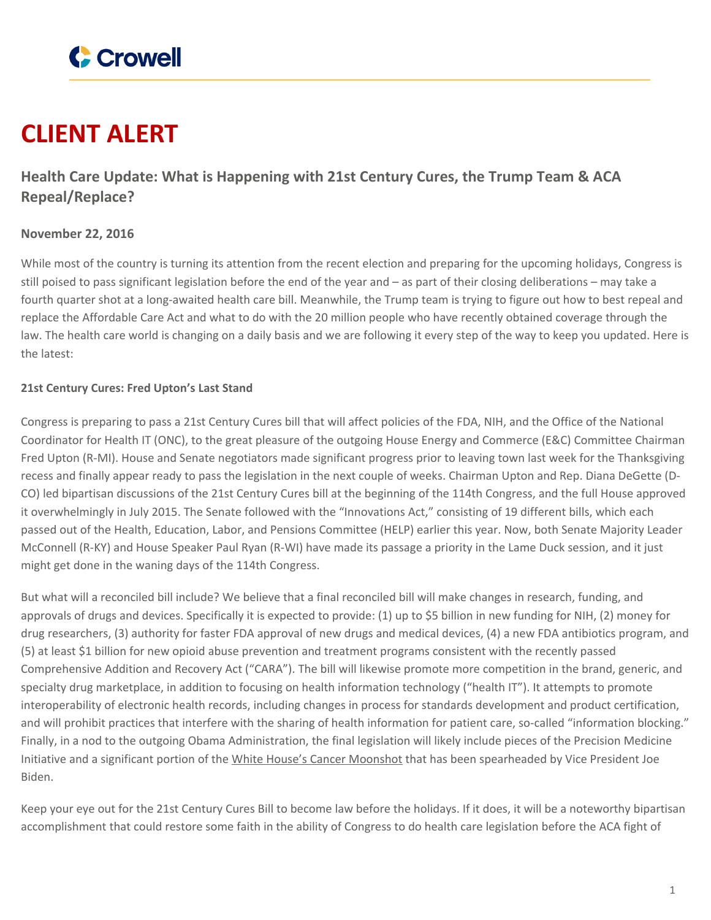Crowell

# CLIENT ALERT

## Health Care Update: What is Happening with 21st Century Cures, the Trump Team & ACA Repeal/Replace?

**November 22, 2016**

While most of the country is turning its attention from the recent election and preparing for the upcoming holidays, Congress is still poised to pass significant legislation before the end of the year and – as part of their closing deliberations – may take a fourth quarter shot at a long-awaited health care bill. Meanwhile, the Trump team is trying to figure out how to best repeal and replace the Affordable Care Act and what to do with the 20 million people who have recently obtained coverage through the law. The health care world is changing on a daily basis and we are following it every step of the way to keep you updated. Here is the latest:

**21st Century Cures: Fred Upton's Last Stand**

Congress is preparing to pass a 21st Century Cures bill that will affect policies of the FDA, NIH, and the Office of the National Coordinator for Health IT (ONC), to the great pleasure of the outgoing House Energy and Commerce (E&C) Committee Chairman Fred Upton (R-MI). House and Senate negotiators made significant progress prior to leaving town last week for the Thanksgiving recess and finally appear ready to pass the legislation in the next couple of weeks. Chairman Upton and Rep. Diana DeGette (D-CO) led bipartisan discussions of the 21st Century Cures bill at the beginning of the 114th Congress, and the full House approved it overwhelmingly in July 2015. The Senate followed with the "Innovations Act," consisting of 19 different bills, which each passed out of the Health, Education, Labor, and Pensions Committee (HELP) earlier this year. Now, both Senate Majority Leader McConnell (R-KY) and House Speaker Paul Ryan (R-WI) have made its passage a priority in the Lame Duck session, and it just might get done in the waning days of the 114th Congress.

But what will a reconciled bill include? We believe that a final reconciled bill will make changes in research, funding, and approvals of drugs and devices. Specifically it is expected to provide: (1) up to $5 billion in new funding for NIH, (2) money for drug researchers, (3) authority for faster FDA approval of new drugs and medical devices, (4) a new FDA antibiotics program, and (5) at least $1 billion for new opioid abuse prevention and treatment programs consistent with the recently passed Comprehensive Addition and Recovery Act ("CARA"). The bill will likewise promote more competition in the brand, generic, and specialty drug marketplace, in addition to focusing on health information technology ("health IT"). It attempts to promote interoperability of electronic health records, including changes in process for standards development and product certification, and will prohibit practices that interfere with the sharing of health information for patient care, so-called "information blocking." Finally, in a nod to the outgoing Obama Administration, the final legislation will likely include pieces of the Precision Medicine Initiative and a significant portion of the White House's Cancer Moonshot that has been spearheaded by Vice President Joe Biden.

Keep your eye out for the 21st Century Cures Bill to become law before the holidays. If it does, it will be a noteworthy bipartisan accomplishment that could restore some faith in the ability of Congress to do health care legislation before the ACA fight of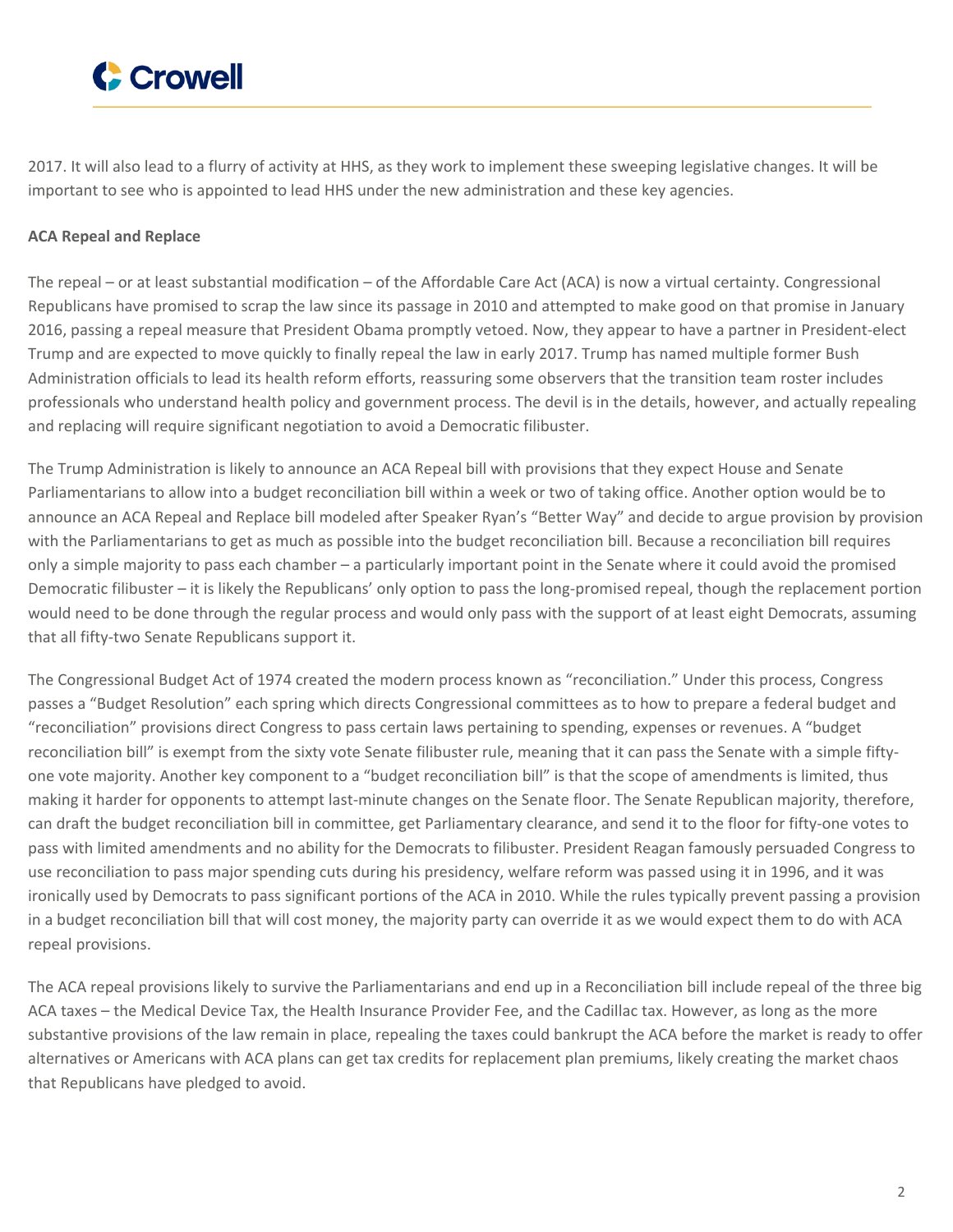2017. It will also lead to a flurry of activity at HHS, as they work to implement these sweeping legislative changes. It will be important to see who is appointed to lead HHS under the new administration and these key agencies.

**ACA Repeal and Replace**

The repeal – or at least substantial modification – of the Affordable Care Act (ACA) is now a virtual certainty. Congressional Republicans have promised to scrap the law since its passage in 2010 and attempted to make good on that promise in January 2016, passing a repeal measure that President Obama promptly vetoed. Now, they appear to have a partner in President-elect Trump and are expected to move quickly to finally repeal the law in early 2017. Trump has named multiple former Bush Administration officials to lead its health reform efforts, reassuring some observers that the transition team roster includes professionals who understand health policy and government process. The devil is in the details, however, and actually repealing and replacing will require significant negotiation to avoid a Democratic filibuster.

The Trump Administration is likely to announce an ACA Repeal bill with provisions that they expect House and Senate Parliamentarians to allow into a budget reconciliation bill within a week or two of taking office. Another option would be to announce an ACA Repeal and Replace bill modeled after Speaker Ryan's "Better Way" and decide to argue provision by provision with the Parliamentarians to get as much as possible into the budget reconciliation bill. Because a reconciliation bill requires only a simple majority to pass each chamber – a particularly important point in the Senate where it could avoid the promised Democratic filibuster – it is likely the Republicans' only option to pass the long-promised repeal, though the replacement portion would need to be done through the regular process and would only pass with the support of at least eight Democrats, assuming that all fifty-two Senate Republicans support it.

The Congressional Budget Act of 1974 created the modern process known as "reconciliation." Under this process, Congress passes a "Budget Resolution" each spring which directs Congressional committees as to how to prepare a federal budget and "reconciliation" provisions direct Congress to pass certain laws pertaining to spending, expenses or revenues. A "budget reconciliation bill" is exempt from the sixty vote Senate filibuster rule, meaning that it can pass the Senate with a simple fifty-one vote majority. Another key component to a "budget reconciliation bill" is that the scope of amendments is limited, thus making it harder for opponents to attempt last-minute changes on the Senate floor. The Senate Republican majority, therefore, can draft the budget reconciliation bill in committee, get Parliamentary clearance, and send it to the floor for fifty-one votes to pass with limited amendments and no ability for the Democrats to filibuster. President Reagan famously persuaded Congress to use reconciliation to pass major spending cuts during his presidency, welfare reform was passed using it in 1996, and it was ironically used by Democrats to pass significant portions of the ACA in 2010. While the rules typically prevent passing a provision in a budget reconciliation bill that will cost money, the majority party can override it as we would expect them to do with ACA repeal provisions.

The ACA repeal provisions likely to survive the Parliamentarians and end up in a Reconciliation bill include repeal of the three big ACA taxes – the Medical Device Tax, the Health Insurance Provider Fee, and the Cadillac tax. However, as long as the more substantive provisions of the law remain in place, repealing the taxes could bankrupt the ACA before the market is ready to offer alternatives or Americans with ACA plans can get tax credits for replacement plan premiums, likely creating the market chaos that Republicans have pledged to avoid.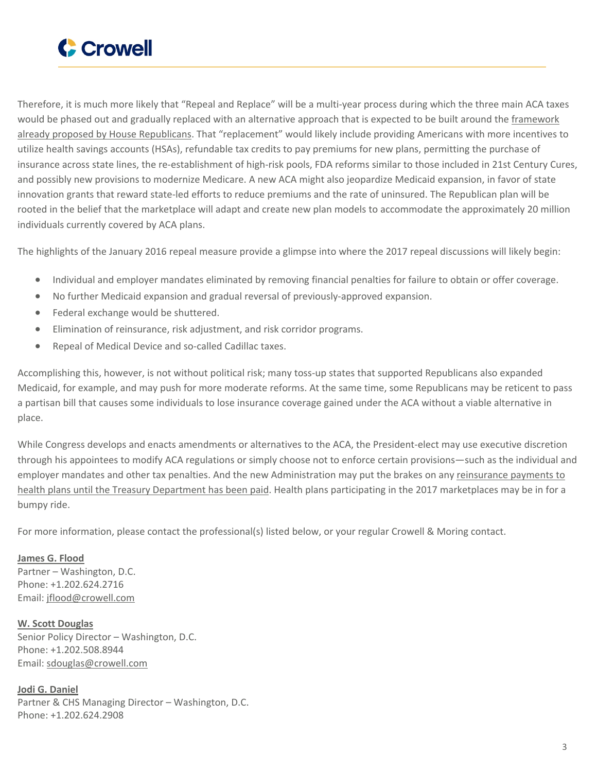Therefore, it is much more likely that "Repeal and Replace" will be a multi-year process during which the three main ACA taxes would be phased out and gradually replaced with an alternative approach that is expected to be built around the framework already proposed by House Republicans. That "replacement" would likely include providing Americans with more incentives to utilize health savings accounts (HSAs), refundable tax credits to pay premiums for new plans, permitting the purchase of insurance across state lines, the re-establishment of high-risk pools, FDA reforms similar to those included in 21st Century Cures, and possibly new provisions to modernize Medicare. A new ACA might also jeopardize Medicaid expansion, in favor of state innovation grants that reward state-led efforts to reduce premiums and the rate of uninsured. The Republican plan will be rooted in the belief that the marketplace will adapt and create new plan models to accommodate the approximately 20 million individuals currently covered by ACA plans.

The highlights of the January 2016 repeal measure provide a glimpse into where the 2017 repeal discussions will likely begin:

- Individual and employer mandates eliminated by removing financial penalties for failure to obtain or offer coverage.
- No further Medicaid expansion and gradual reversal of previously-approved expansion.
- Federal exchange would be shuttered.
- Elimination of reinsurance, risk adjustment, and risk corridor programs.
- Repeal of Medical Device and so-called Cadillac taxes.

Accomplishing this, however, is not without political risk; many toss-up states that supported Republicans also expanded Medicaid, for example, and may push for more moderate reforms. At the same time, some Republicans may be reticent to pass a partisan bill that causes some individuals to lose insurance coverage gained under the ACA without a viable alternative in place.

While Congress develops and enacts amendments or alternatives to the ACA, the President-elect may use executive discretion through his appointees to modify ACA regulations or simply choose not to enforce certain provisions—such as the individual and employer mandates and other tax penalties. And the new Administration may put the brakes on any reinsurance payments to health plans until the Treasury Department has been paid. Health plans participating in the 2017 marketplaces may be in for a bumpy ride.

For more information, please contact the professional(s) listed below, or your regular Crowell & Moring contact.

**James G. Flood**
Partner – Washington, D.C.
Phone: +1.202.624.2716
Email: jflood@crowell.com

**W. Scott Douglas**
Senior Policy Director – Washington, D.C.
Phone: +1.202.508.8944
Email: sdouglas@crowell.com

**Jodi G. Daniel**
Partner & CHS Managing Director – Washington, D.C.
Phone: +1.202.624.2908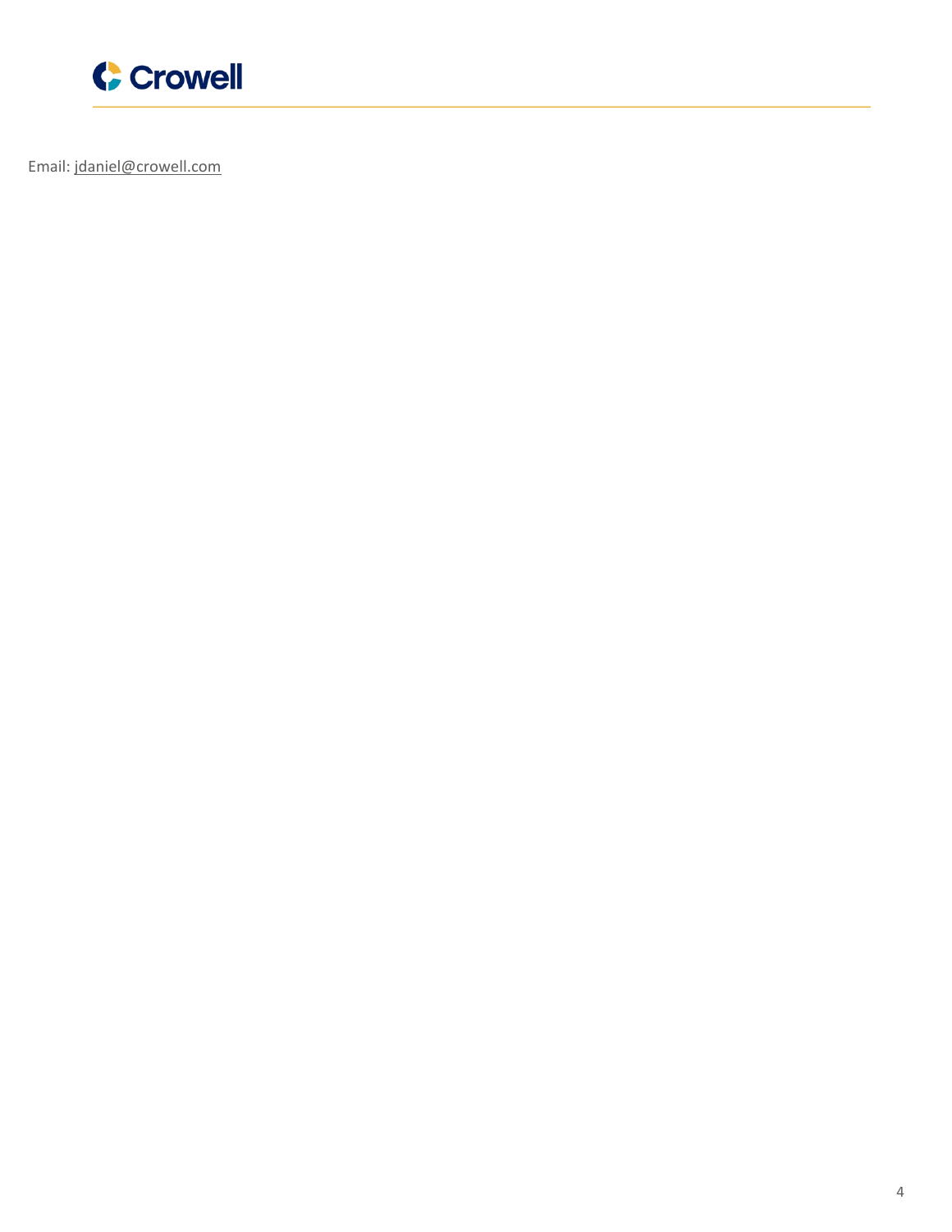Email: jdaniel@crowell.com